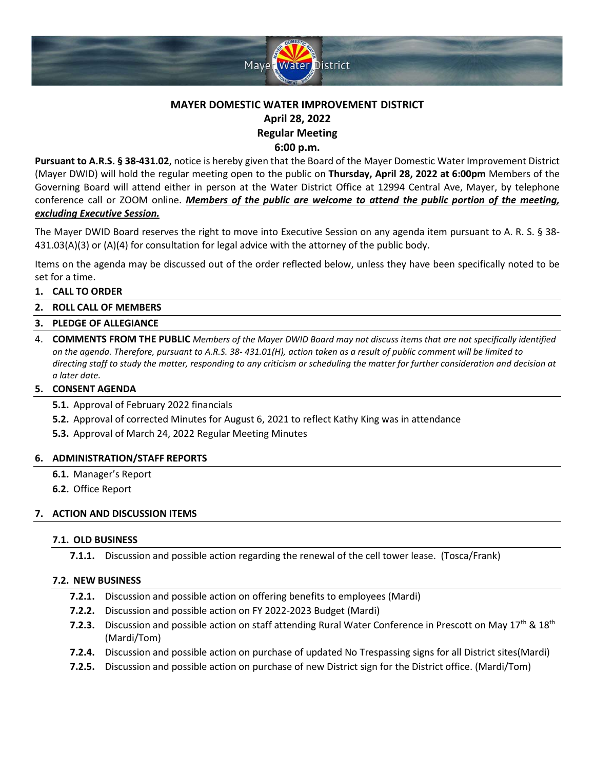Mayer Water District

# MAYER DOMESTIC WATER IMPROVEMENT DISTRICT

## April 28, 2022

## Regular Meeting

## 6:00 p.m.

**Pursuant to A.R.S. § 38-431.02**, notice is hereby given that the Board of the Mayer Domestic Water Improvement District (Mayer DWID) will hold the regular meeting open to the public on **Thursday, April 28, 2022 at 6:00pm** Members of the Governing Board will attend either in person at the Water District Office at 12994 Central Ave, Mayer, by telephone conference call or ZOOM online. ***Members of the public are welcome to attend the public portion of the meeting, excluding Executive Session.***

The Mayer DWID Board reserves the right to move into Executive Session on any agenda item pursuant to A. R. S. § 38-431.03(A)(3) or (A)(4) for consultation for legal advice with the attorney of the public body.

Items on the agenda may be discussed out of the order reflected below, unless they have been specifically noted to be set for a time.

1. **CALL TO ORDER**
2. **ROLL CALL OF MEMBERS**
3. **PLEDGE OF ALLEGIANCE**
4. **COMMENTS FROM THE PUBLIC** *Members of the Mayer DWID Board may not discuss items that are not specifically identified on the agenda. Therefore, pursuant to A.R.S. 38- 431.01(H), action taken as a result of public comment will be limited to directing staff to study the matter, responding to any criticism or scheduling the matter for further consideration and decision at a later date.*
5. **CONSENT AGENDA**
   - **5.1.** Approval of February 2022 financials
   - **5.2.** Approval of corrected Minutes for August 6, 2021 to reflect Kathy King was in attendance
   - **5.3.** Approval of March 24, 2022 Regular Meeting Minutes
6. **ADMINISTRATION/STAFF REPORTS**
   - **6.1.** Manager's Report
   - **6.2.** Office Report
7. **ACTION AND DISCUSSION ITEMS**
   - **7.1. OLD BUSINESS**
     - **7.1.1.** Discussion and possible action regarding the renewal of the cell tower lease. (Tosca/Frank)
   - **7.2. NEW BUSINESS**
     - **7.2.1.** Discussion and possible action on offering benefits to employees (Mardi)
     - **7.2.2.** Discussion and possible action on FY 2022-2023 Budget (Mardi)
     - **7.2.3.** Discussion and possible action on staff attending Rural Water Conference in Prescott on May 17th & 18th (Mardi/Tom)
     - **7.2.4.** Discussion and possible action on purchase of updated No Trespassing signs for all District sites(Mardi)
     - **7.2.5.** Discussion and possible action on purchase of new District sign for the District office. (Mardi/Tom)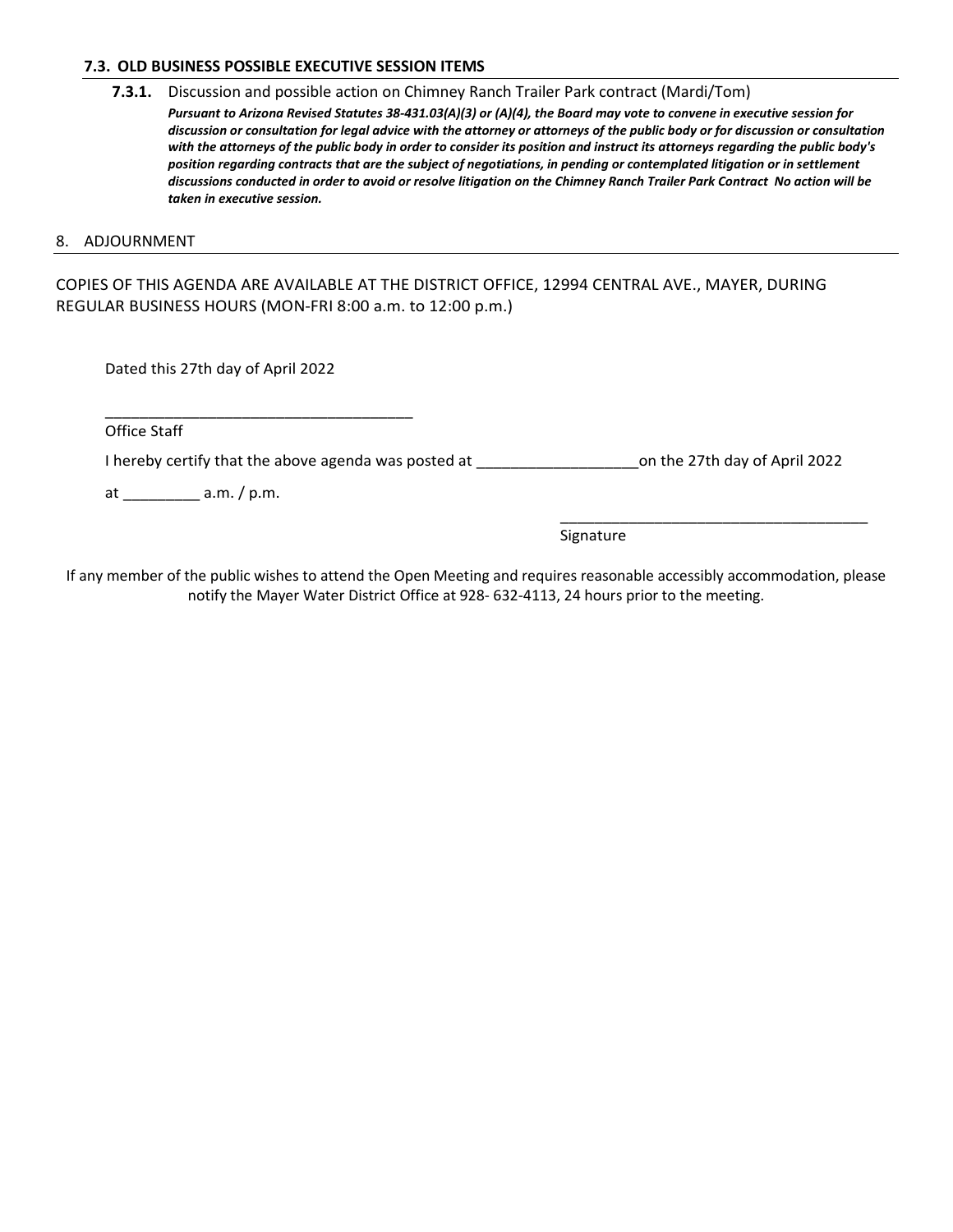### 7.3. OLD BUSINESS POSSIBLE EXECUTIVE SESSION ITEMS

**7.3.1.** Discussion and possible action on Chimney Ranch Trailer Park contract (Mardi/Tom)

***Pursuant to Arizona Revised Statutes 38-431.03(A)(3) or (A)(4), the Board may vote to convene in executive session for discussion or consultation for legal advice with the attorney or attorneys of the public body or for discussion or consultation with the attorneys of the public body in order to consider its position and instruct its attorneys regarding the public body's position regarding contracts that are the subject of negotiations, in pending or contemplated litigation or in settlement discussions conducted in order to avoid or resolve litigation on the Chimney Ranch Trailer Park Contract No action will be taken in executive session.***

### 8. ADJOURNMENT

COPIES OF THIS AGENDA ARE AVAILABLE AT THE DISTRICT OFFICE, 12994 CENTRAL AVE., MAYER, DURING REGULAR BUSINESS HOURS (MON-FRI 8:00 a.m. to 12:00 p.m.)

Dated this 27th day of April 2022

_____________________________________

Office Staff

I hereby certify that the above agenda was posted at ___________________on the 27th day of April 2022

at _________ a.m. / p.m.

_____________________________________

Signature

If any member of the public wishes to attend the Open Meeting and requires reasonable accessibly accommodation, please notify the Mayer Water District Office at 928- 632-4113, 24 hours prior to the meeting.